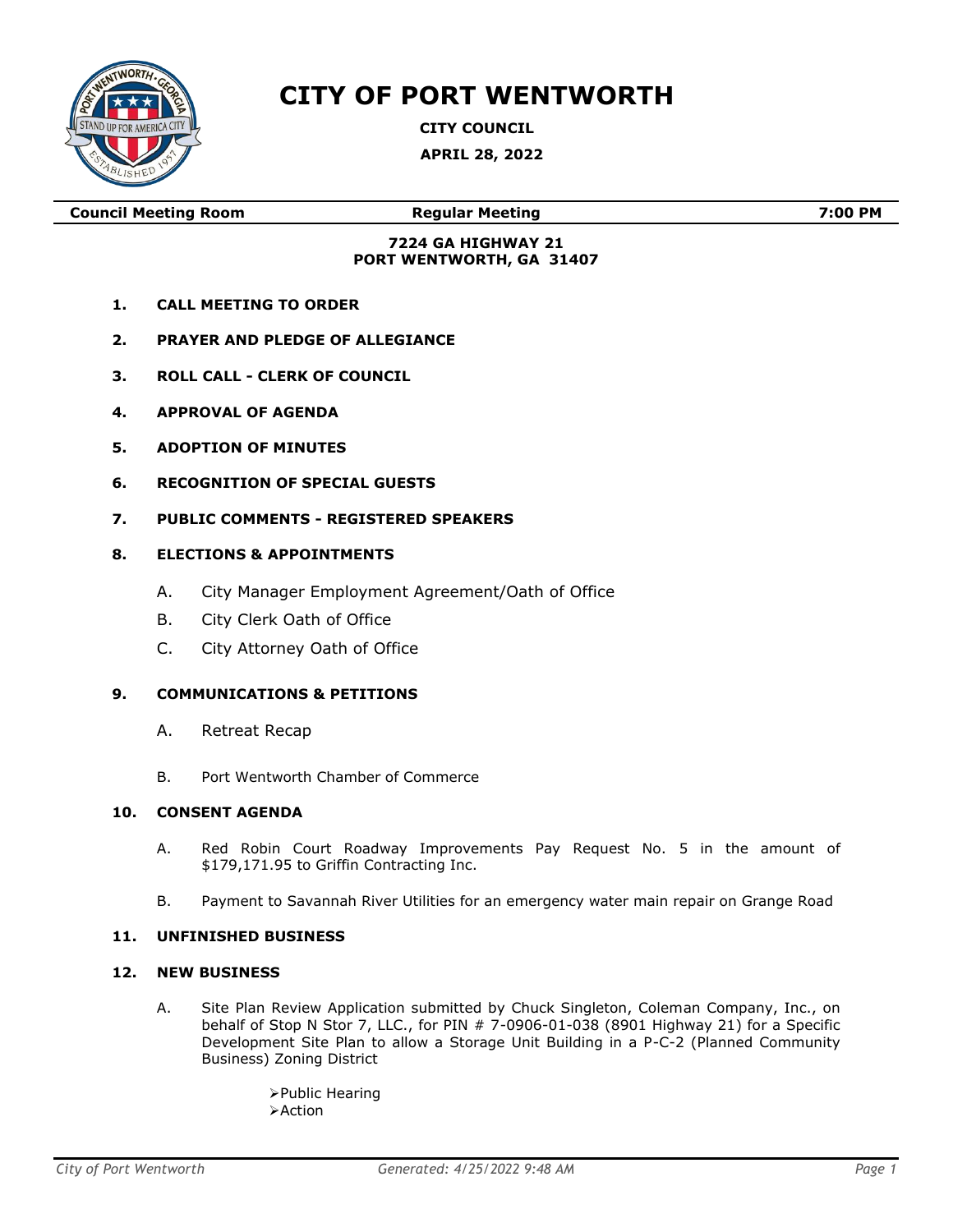# CITY OF PORT WENTWORTH

**CITY COUNCIL**

**APRIL 28, 2022**

| **Council Meeting Room** | **Regular Meeting** | **7:00 PM** |
|---|---|---|

**7224 GA HIGHWAY 21**
**PORT WENTWORTH, GA 31407**

1. **CALL MEETING TO ORDER**
2. **PRAYER AND PLEDGE OF ALLEGIANCE**
3. **ROLL CALL - CLERK OF COUNCIL**
4. **APPROVAL OF AGENDA**
5. **ADOPTION OF MINUTES**
6. **RECOGNITION OF SPECIAL GUESTS**
7. **PUBLIC COMMENTS - REGISTERED SPEAKERS**
8. **ELECTIONS & APPOINTMENTS**
   - A. City Manager Employment Agreement/Oath of Office
   - B. City Clerk Oath of Office
   - C. City Attorney Oath of Office
9. **COMMUNICATIONS & PETITIONS**
   - A. Retreat Recap
   - B. Port Wentworth Chamber of Commerce
10. **CONSENT AGENDA**
    - A. Red Robin Court Roadway Improvements Pay Request No. 5 in the amount of $179,171.95 to Griffin Contracting Inc.
    - B. Payment to Savannah River Utilities for an emergency water main repair on Grange Road
11. **UNFINISHED BUSINESS**
12. **NEW BUSINESS**
    - A. Site Plan Review Application submitted by Chuck Singleton, Coleman Company, Inc., on behalf of Stop N Stor 7, LLC., for PIN # 7-0906-01-038 (8901 Highway 21) for a Specific Development Site Plan to allow a Storage Unit Building in a P-C-2 (Planned Community Business) Zoning District
      - Public Hearing
      - Action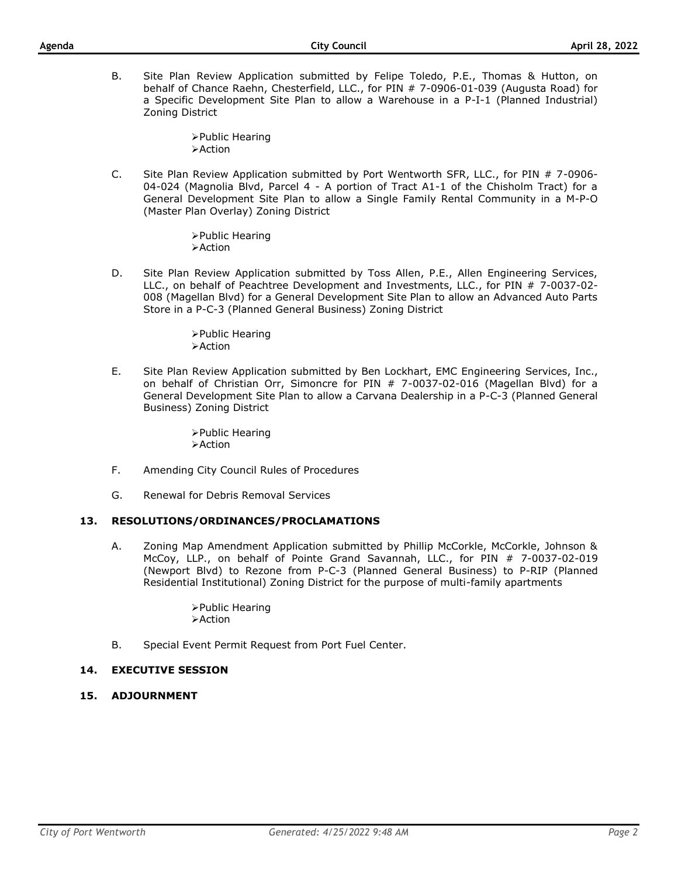B. Site Plan Review Application submitted by Felipe Toledo, P.E., Thomas & Hutton, on behalf of Chance Raehn, Chesterfield, LLC., for PIN # 7-0906-01-039 (Augusta Road) for a Specific Development Site Plan to allow a Warehouse in a P-I-1 (Planned Industrial) Zoning District

- Public Hearing
- Action

C. Site Plan Review Application submitted by Port Wentworth SFR, LLC., for PIN # 7-0906-04-024 (Magnolia Blvd, Parcel 4 - A portion of Tract A1-1 of the Chisholm Tract) for a General Development Site Plan to allow a Single Family Rental Community in a M-P-O (Master Plan Overlay) Zoning District

- Public Hearing
- Action

D. Site Plan Review Application submitted by Toss Allen, P.E., Allen Engineering Services, LLC., on behalf of Peachtree Development and Investments, LLC., for PIN # 7-0037-02-008 (Magellan Blvd) for a General Development Site Plan to allow an Advanced Auto Parts Store in a P-C-3 (Planned General Business) Zoning District

- Public Hearing
- Action

E. Site Plan Review Application submitted by Ben Lockhart, EMC Engineering Services, Inc., on behalf of Christian Orr, Simoncre for PIN # 7-0037-02-016 (Magellan Blvd) for a General Development Site Plan to allow a Carvana Dealership in a P-C-3 (Planned General Business) Zoning District

- Public Hearing
- Action

F. Amending City Council Rules of Procedures

G. Renewal for Debris Removal Services

## 13. RESOLUTIONS/ORDINANCES/PROCLAMATIONS

A. Zoning Map Amendment Application submitted by Phillip McCorkle, McCorkle, Johnson & McCoy, LLP., on behalf of Pointe Grand Savannah, LLC., for PIN # 7-0037-02-019 (Newport Blvd) to Rezone from P-C-3 (Planned General Business) to P-RIP (Planned Residential Institutional) Zoning District for the purpose of multi-family apartments

- Public Hearing
- Action

B. Special Event Permit Request from Port Fuel Center.

## 14. EXECUTIVE SESSION

## 15. ADJOURNMENT